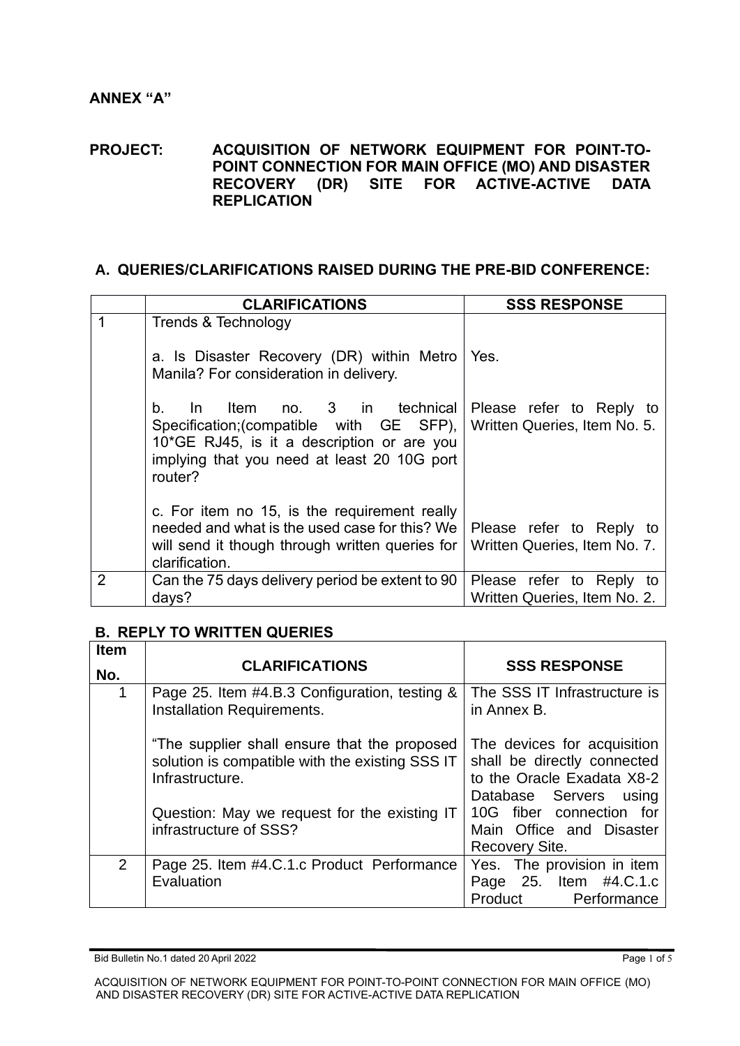**ANNEX "A"**

**PROJECT: ACQUISITION OF NETWORK EQUIPMENT FOR POINT-TO-POINT CONNECTION FOR MAIN OFFICE (MO) AND DISASTER RECOVERY (DR) SITE FOR ACTIVE-ACTIVE DATA REPLICATION**

## A. QUERIES/CLARIFICATIONS RAISED DURING THE PRE-BID CONFERENCE:

| | CLARIFICATIONS | SSS RESPONSE |
|---|---|---|
| 1 | Trends & Technology<br><br>a. Is Disaster Recovery (DR) within Metro Manila? For consideration in delivery.<br><br>b. In Item no. 3 in technical Specification;(compatible with GE SFP), 10*GE RJ45, is it a description or are you implying that you need at least 20 10G port router?<br><br>c. For item no 15, is the requirement really needed and what is the used case for this? We will send it though through written queries for clarification. | <br><br>Yes.<br><br>Please refer to Reply to Written Queries, Item No. 5.<br><br><br><br>Please refer to Reply to Written Queries, Item No. 7. |
| 2 | Can the 75 days delivery period be extent to 90 days? | Please refer to Reply to Written Queries, Item No. 2. |

## B. REPLY TO WRITTEN QUERIES

| Item No. | CLARIFICATIONS | SSS RESPONSE |
|---|---|---|
| 1 | Page 25. Item #4.B.3 Configuration, testing & Installation Requirements.<br><br>"The supplier shall ensure that the proposed solution is compatible with the existing SSS IT Infrastructure.<br><br>Question: May we request for the existing IT infrastructure of SSS? | The SSS IT Infrastructure is in Annex B.<br><br>The devices for acquisition shall be directly connected to the Oracle Exadata X8-2 Database Servers using 10G fiber connection for Main Office and Disaster Recovery Site. |
| 2 | Page 25. Item #4.C.1.c Product Performance Evaluation | Yes. The provision in item Page 25. Item #4.C.1.c Product Performance |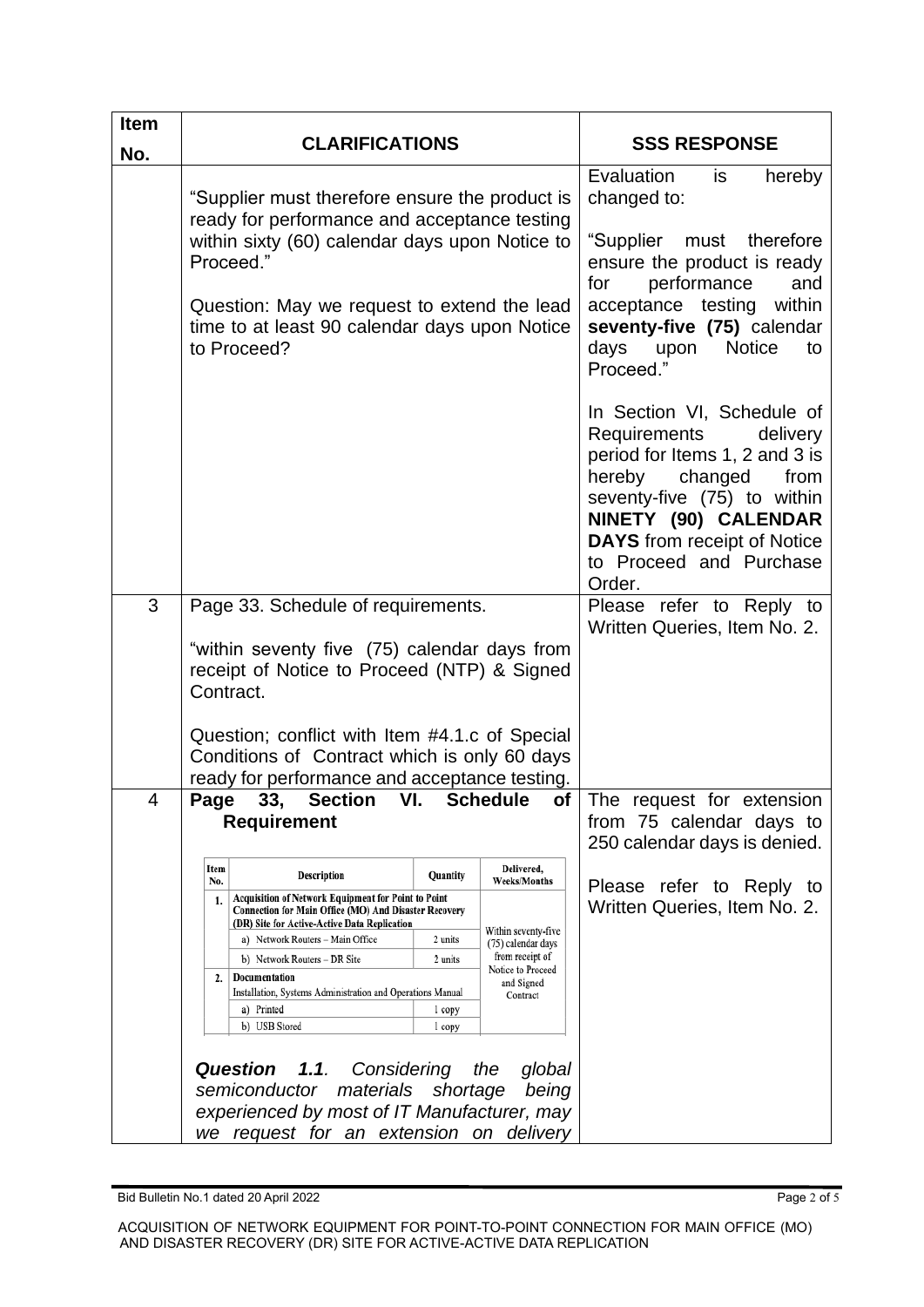| Item No. | CLARIFICATIONS | SSS RESPONSE |
|---|---|---|
| | "Supplier must therefore ensure the product is ready for performance and acceptance testing within sixty (60) calendar days upon Notice to Proceed."<br><br>Question: May we request to extend the lead time to at least 90 calendar days upon Notice to Proceed? | Evaluation is hereby changed to:<br><br>"Supplier must therefore ensure the product is ready for performance and acceptance testing within **seventy-five (75)** calendar days upon Notice to Proceed."<br><br>In Section VI, Schedule of Requirements delivery period for Items 1, 2 and 3 is hereby changed from seventy-five (75) to within **NINETY (90) CALENDAR DAYS** from receipt of Notice to Proceed and Purchase Order. |
| 3 | Page 33. Schedule of requirements.<br><br>"within seventy five (75) calendar days from receipt of Notice to Proceed (NTP) & Signed Contract.<br><br>Question; conflict with Item #4.1.c of Special Conditions of Contract which is only 60 days ready for performance and acceptance testing. | Please refer to Reply to Written Queries, Item No. 2. |
| 4 | **Page 33, Section VI. Schedule of Requirement**<br><br>Item No. 1. Acquisition of Network Equipment for Point to Point Connection for Main Office (MO) And Disaster Recovery (DR) Site for Active-Active Data Replication — a) Network Routers – Main Office: 2 units; b) Network Routers – DR Site: 2 units. Item No. 2. Documentation — Installation, Systems Administration and Operations Manual: a) Printed: 1 copy; b) USB Stored: 1 copy. Delivered, Weeks/Months: Within seventy-five (75) calendar days from receipt of Notice to Proceed and Signed Contract<br><br>***Question 1.1**. Considering the global semiconductor materials shortage being experienced by most of IT Manufacturer, may we request for an extension on delivery* | The request for extension from 75 calendar days to 250 calendar days is denied.<br><br>Please refer to Reply to Written Queries, Item No. 2. |

Bid Bulletin No.1 dated 20 April 2022

ACQUISITION OF NETWORK EQUIPMENT FOR POINT-TO-POINT CONNECTION FOR MAIN OFFICE (MO) AND DISASTER RECOVERY (DR) SITE FOR ACTIVE-ACTIVE DATA REPLICATION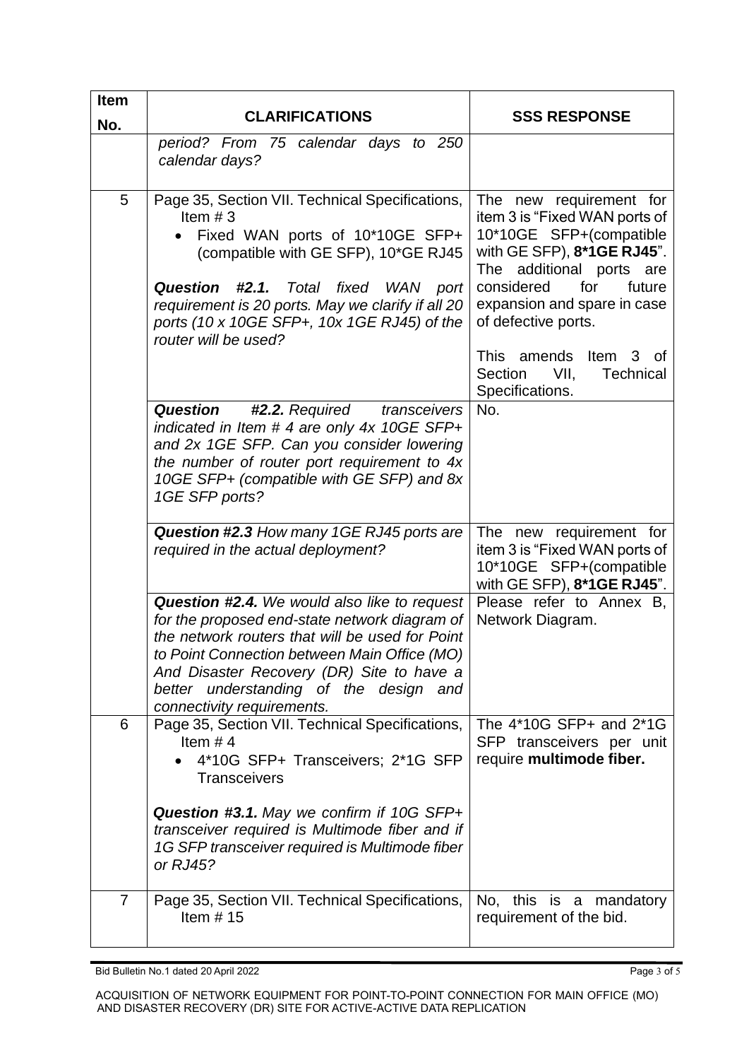| Item No. | CLARIFICATIONS | SSS RESPONSE |
|---|---|---|
| | *period? From 75 calendar days to 250 calendar days?* | |
| 5 | Page 35, Section VII. Technical Specifications, Item # 3<br>• Fixed WAN ports of 10*10GE SFP+ (compatible with GE SFP), 10*GE RJ45<br><br>***Question #2.1.*** *Total fixed WAN port requirement is 20 ports. May we clarify if all 20 ports (10 x 10GE SFP+, 10x 1GE RJ45) of the router will be used?* | The new requirement for item 3 is "Fixed WAN ports of 10*10GE SFP+(compatible with GE SFP), **8*1GE RJ45**". The additional ports are considered for future expansion and spare in case of defective ports.<br><br>This amends Item 3 of Section VII, Technical Specifications. |
| | ***Question #2.2.*** *Required transceivers indicated in Item # 4 are only 4x 10GE SFP+ and 2x 1GE SFP. Can you consider lowering the number of router port requirement to 4x 10GE SFP+ (compatible with GE SFP) and 8x 1GE SFP ports?* | No. |
| | ***Question #2.3*** *How many 1GE RJ45 ports are required in the actual deployment?* | The new requirement for item 3 is "Fixed WAN ports of 10*10GE SFP+(compatible with GE SFP), **8*1GE RJ45**". |
| | ***Question #2.4.*** *We would also like to request for the proposed end-state network diagram of the network routers that will be used for Point to Point Connection between Main Office (MO) And Disaster Recovery (DR) Site to have a better understanding of the design and connectivity requirements.* | Please refer to Annex B, Network Diagram. |
| 6 | Page 35, Section VII. Technical Specifications, Item # 4<br>• 4*10G SFP+ Transceivers; 2*1G SFP Transceivers<br><br>***Question #3.1.*** *May we confirm if 10G SFP+ transceiver required is Multimode fiber and if 1G SFP transceiver required is Multimode fiber or RJ45?* | The 4*10G SFP+ and 2*1G SFP transceivers per unit require **multimode fiber.** |
| 7 | Page 35, Section VII. Technical Specifications, Item # 15 | No, this is a mandatory requirement of the bid. |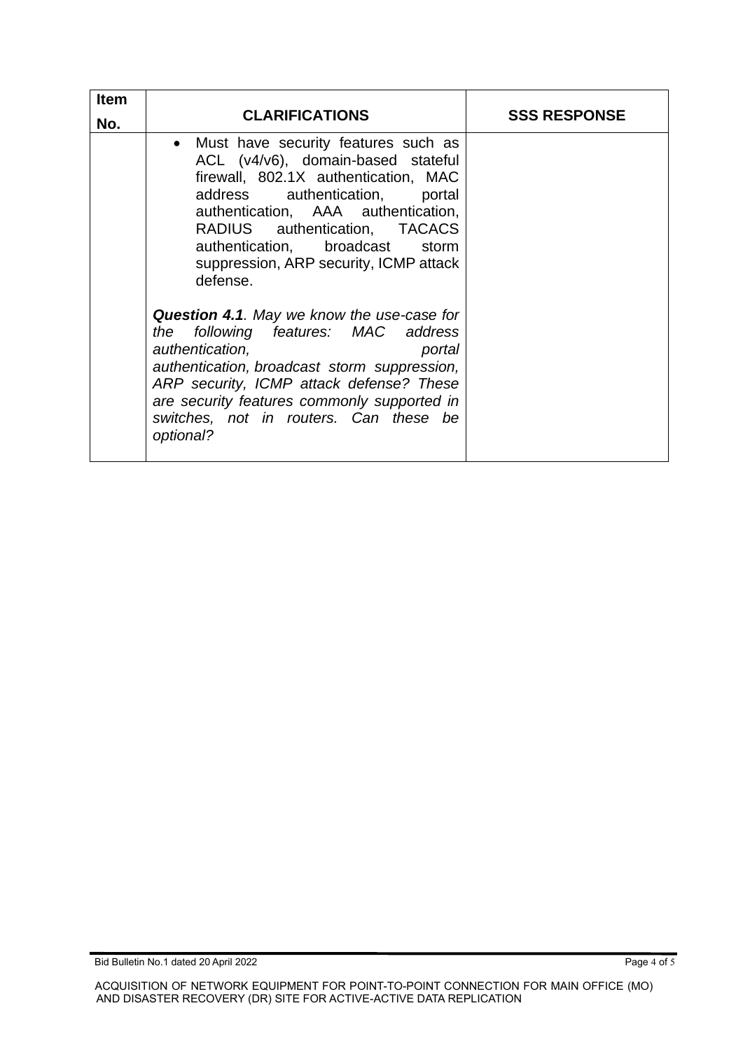| Item No. | CLARIFICATIONS | SSS RESPONSE |
| --- | --- | --- |
| | • Must have security features such as ACL (v4/v6), domain-based stateful firewall, 802.1X authentication, MAC address authentication, portal authentication, AAA authentication, RADIUS authentication, TACACS authentication, broadcast storm suppression, ARP security, ICMP attack defense.<br><br>***Question 4.1**. May we know the use-case for the following features: MAC address authentication, portal authentication, broadcast storm suppression, ARP security, ICMP attack defense? These are security features commonly supported in switches, not in routers. Can these be optional?* | |

Bid Bulletin No.1 dated 20 April 2022

ACQUISITION OF NETWORK EQUIPMENT FOR POINT-TO-POINT CONNECTION FOR MAIN OFFICE (MO) AND DISASTER RECOVERY (DR) SITE FOR ACTIVE-ACTIVE DATA REPLICATION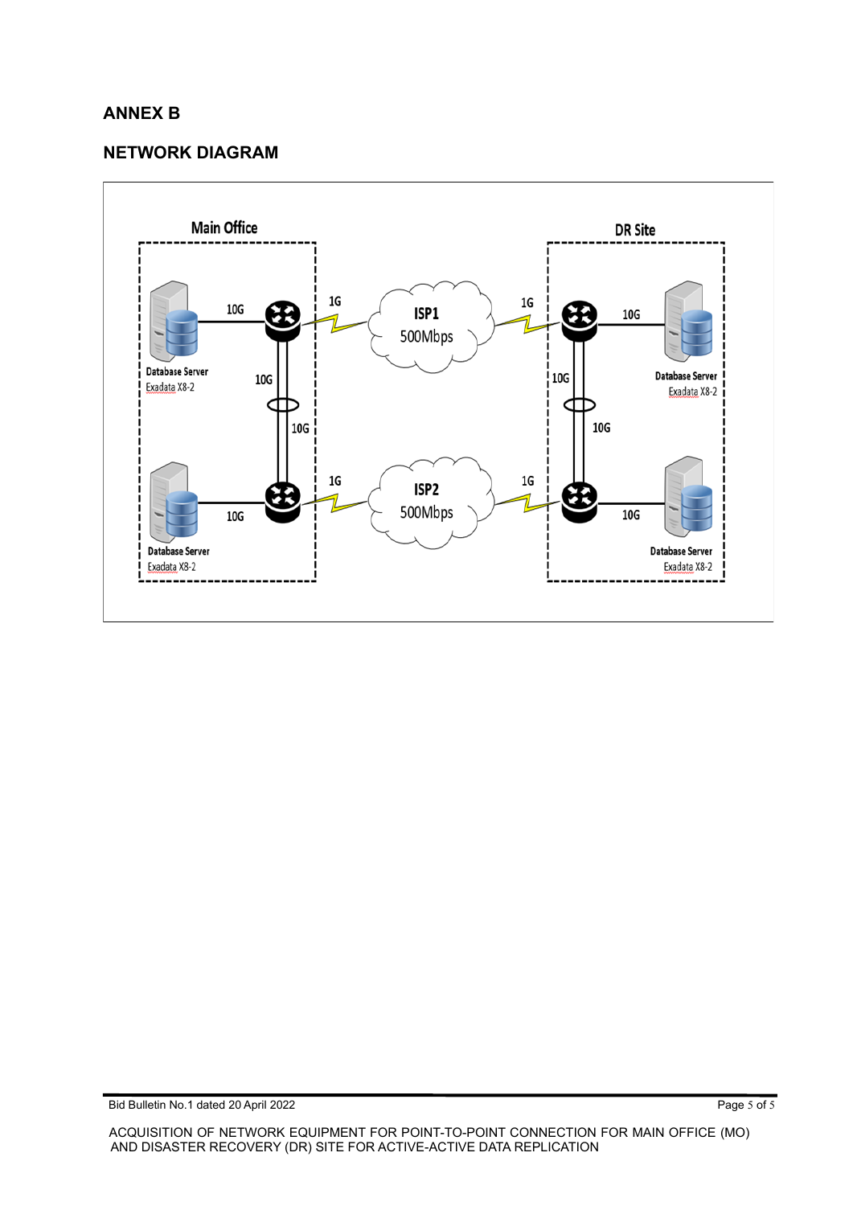## ANNEX B

## NETWORK DIAGRAM

Main Office

DR Site

Database Server
Exadata X8-2

10G

1G

ISP1
500Mbps

1G

10G

Database Server
Exadata X8-2

10G

10G

10G

10G

Database Server
Exadata X8-2

10G

1G

ISP2
500Mbps

1G

10G

Database Server
Exadata X8-2